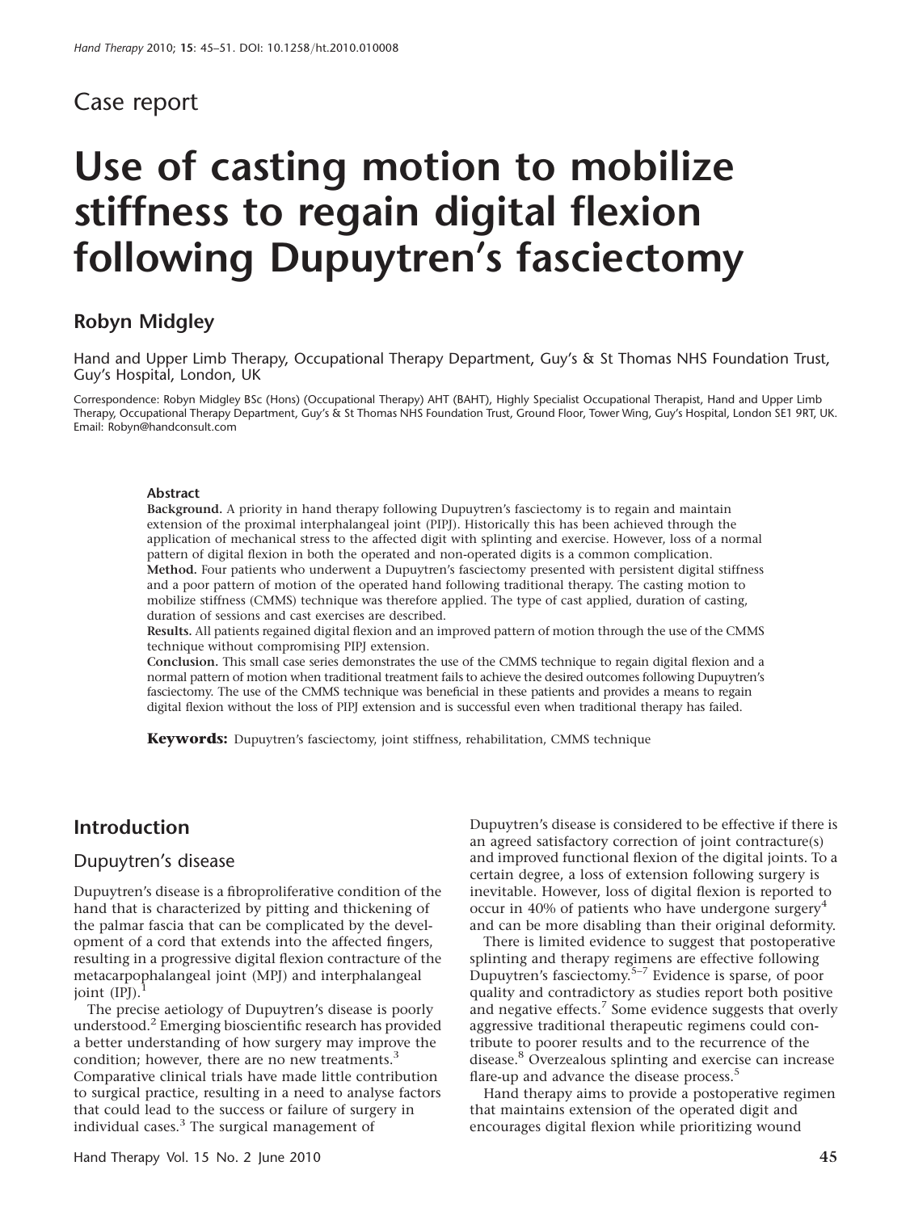Case report

# Use of casting motion to mobilize stiffness to regain digital flexion following Dupuytren's fasciectomy

## Robyn Midgley

Hand and Upper Limb Therapy, Occupational Therapy Department, Guy's & St Thomas NHS Foundation Trust, Guy's Hospital, London, UK

Correspondence: Robyn Midgley BSc (Hons) (Occupational Therapy) AHT (BAHT), Highly Specialist Occupational Therapist, Hand and Upper Limb Therapy, Occupational Therapy Department, Guy's & St Thomas NHS Foundation Trust, Ground Floor, Tower Wing, Guy's Hospital, London SE1 9RT, UK. Email: Robyn@handconsult.com

**Abstract**

**Background.** A priority in hand therapy following Dupuytren's fasciectomy is to regain and maintain extension of the proximal interphalangeal joint (PIPJ). Historically this has been achieved through the application of mechanical stress to the affected digit with splinting and exercise. However, loss of a normal pattern of digital flexion in both the operated and non-operated digits is a common complication.

**Method.** Four patients who underwent a Dupuytren's fasciectomy presented with persistent digital stiffness and a poor pattern of motion of the operated hand following traditional therapy. The casting motion to mobilize stiffness (CMMS) technique was therefore applied. The type of cast applied, duration of casting, duration of sessions and cast exercises are described.

**Results.** All patients regained digital flexion and an improved pattern of motion through the use of the CMMS technique without compromising PIPJ extension.

**Conclusion.** This small case series demonstrates the use of the CMMS technique to regain digital flexion and a normal pattern of motion when traditional treatment fails to achieve the desired outcomes following Dupuytren's fasciectomy. The use of the CMMS technique was beneficial in these patients and provides a means to regain digital flexion without the loss of PIPJ extension and is successful even when traditional therapy has failed.

**Keywords:** Dupuytren's fasciectomy, joint stiffness, rehabilitation, CMMS technique

## Introduction

### Dupuytren's disease

Dupuytren's disease is a fibroproliferative condition of the hand that is characterized by pitting and thickening of the palmar fascia that can be complicated by the development of a cord that extends into the affected fingers, resulting in a progressive digital flexion contracture of the metacarpophalangeal joint (MPJ) and interphalangeal joint (IPJ).[1]

The precise aetiology of Dupuytren's disease is poorly understood.[2] Emerging bioscientific research has provided a better understanding of how surgery may improve the condition; however, there are no new treatments.[3] Comparative clinical trials have made little contribution to surgical practice, resulting in a need to analyse factors that could lead to the success or failure of surgery in individual cases.[3] The surgical management of Dupuytren's disease is considered to be effective if there is an agreed satisfactory correction of joint contracture(s) and improved functional flexion of the digital joints. To a certain degree, a loss of extension following surgery is inevitable. However, loss of digital flexion is reported to occur in 40% of patients who have undergone surgery[4] and can be more disabling than their original deformity.

There is limited evidence to suggest that postoperative splinting and therapy regimens are effective following Dupuytren's fasciectomy.[5–7] Evidence is sparse, of poor quality and contradictory as studies report both positive and negative effects.[7] Some evidence suggests that overly aggressive traditional therapeutic regimens could contribute to poorer results and to the recurrence of the disease.[8] Overzealous splinting and exercise can increase flare-up and advance the disease process.[5]

Hand therapy aims to provide a postoperative regimen that maintains extension of the operated digit and encourages digital flexion while prioritizing wound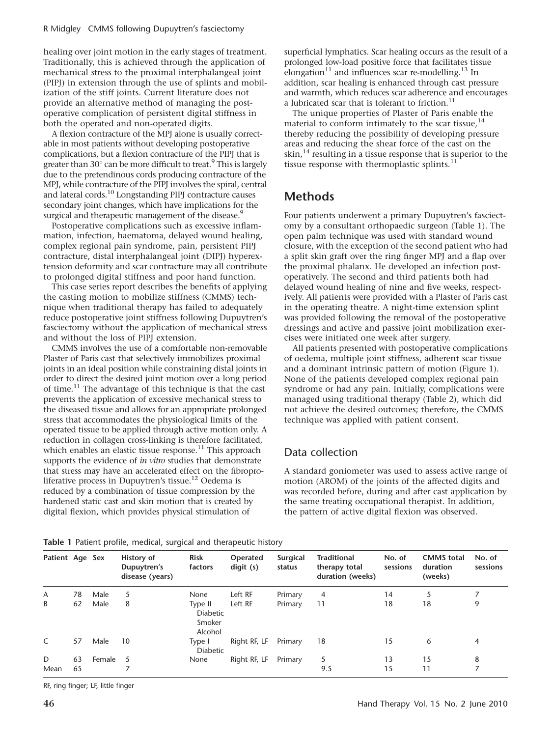healing over joint motion in the early stages of treatment. Traditionally, this is achieved through the application of mechanical stress to the proximal interphalangeal joint (PIPJ) in extension through the use of splints and mobilization of the stiff joints. Current literature does not provide an alternative method of managing the postoperative complication of persistent digital stiffness in both the operated and non-operated digits.

A flexion contracture of the MPJ alone is usually correctable in most patients without developing postoperative complications, but a flexion contracture of the PIPJ that is greater than 30° can be more difficult to treat.[9] This is largely due to the pretendinous cords producing contracture of the MPJ, while contracture of the PIPJ involves the spiral, central and lateral cords.[10] Longstanding PIPJ contracture causes secondary joint changes, which have implications for the surgical and therapeutic management of the disease.[9]

Postoperative complications such as excessive inflammation, infection, haematoma, delayed wound healing, complex regional pain syndrome, pain, persistent PIPJ contracture, distal interphalangeal joint (DIPJ) hyperextension deformity and scar contracture may all contribute to prolonged digital stiffness and poor hand function.

This case series report describes the benefits of applying the casting motion to mobilize stiffness (CMMS) technique when traditional therapy has failed to adequately reduce postoperative joint stiffness following Dupuytren's fasciectomy without the application of mechanical stress and without the loss of PIPJ extension.

CMMS involves the use of a comfortable non-removable Plaster of Paris cast that selectively immobilizes proximal joints in an ideal position while constraining distal joints in order to direct the desired joint motion over a long period of time.[11] The advantage of this technique is that the cast prevents the application of excessive mechanical stress to the diseased tissue and allows for an appropriate prolonged stress that accommodates the physiological limits of the operated tissue to be applied through active motion only. A reduction in collagen cross-linking is therefore facilitated, which enables an elastic tissue response.[11] This approach supports the evidence of *in vitro* studies that demonstrate that stress may have an accelerated effect on the fibroproliferative process in Dupuytren's tissue.[12] Oedema is reduced by a combination of tissue compression by the hardened static cast and skin motion that is created by digital flexion, which provides physical stimulation of superficial lymphatics. Scar healing occurs as the result of a prolonged low-load positive force that facilitates tissue elongation[11] and influences scar re-modelling.[13] In addition, scar healing is enhanced through cast pressure and warmth, which reduces scar adherence and encourages a lubricated scar that is tolerant to friction.[11]

The unique properties of Plaster of Paris enable the material to conform intimately to the scar tissue,[14] thereby reducing the possibility of developing pressure areas and reducing the shear force of the cast on the skin,[14] resulting in a tissue response that is superior to the tissue response with thermoplastic splints.[11]

## Methods

Four patients underwent a primary Dupuytren's fasciectomy by a consultant orthopaedic surgeon (Table 1). The open palm technique was used with standard wound closure, with the exception of the second patient who had a split skin graft over the ring finger MPJ and a flap over the proximal phalanx. He developed an infection postoperatively. The second and third patients both had delayed wound healing of nine and five weeks, respectively. All patients were provided with a Plaster of Paris cast in the operating theatre. A night-time extension splint was provided following the removal of the postoperative dressings and active and passive joint mobilization exercises were initiated one week after surgery.

All patients presented with postoperative complications of oedema, multiple joint stiffness, adherent scar tissue and a dominant intrinsic pattern of motion (Figure 1). None of the patients developed complex regional pain syndrome or had any pain. Initially, complications were managed using traditional therapy (Table 2), which did not achieve the desired outcomes; therefore, the CMMS technique was applied with patient consent.

### Data collection

A standard goniometer was used to assess active range of motion (AROM) of the joints of the affected digits and was recorded before, during and after cast application by the same treating occupational therapist. In addition, the pattern of active digital flexion was observed.

**Table 1** Patient profile, medical, surgical and therapeutic history

| Patient | Age | Sex | History of Dupuytren's disease (years) | Risk factors | Operated digit (s) | Surgical status | Traditional therapy total duration (weeks) | No. of sessions | CMMS total duration (weeks) | No. of sessions |
|---|---|---|---|---|---|---|---|---|---|---|
| A | 78 | Male | 5 | None | Left RF | Primary | 4 | 14 | 5 | 7 |
| B | 62 | Male | 8 | Type II Diabetic Smoker Alcohol | Left RF | Primary | 11 | 18 | 18 | 9 |
| C | 57 | Male | 10 | Type I Diabetic | Right RF, LF | Primary | 18 | 15 | 6 | 4 |
| D | 63 | Female | 5 | None | Right RF, LF | Primary | 5 | 13 | 15 | 8 |
| Mean | 65 | | 7 | | | | 9.5 | 15 | 11 | 7 |

RF, ring finger; LF, little finger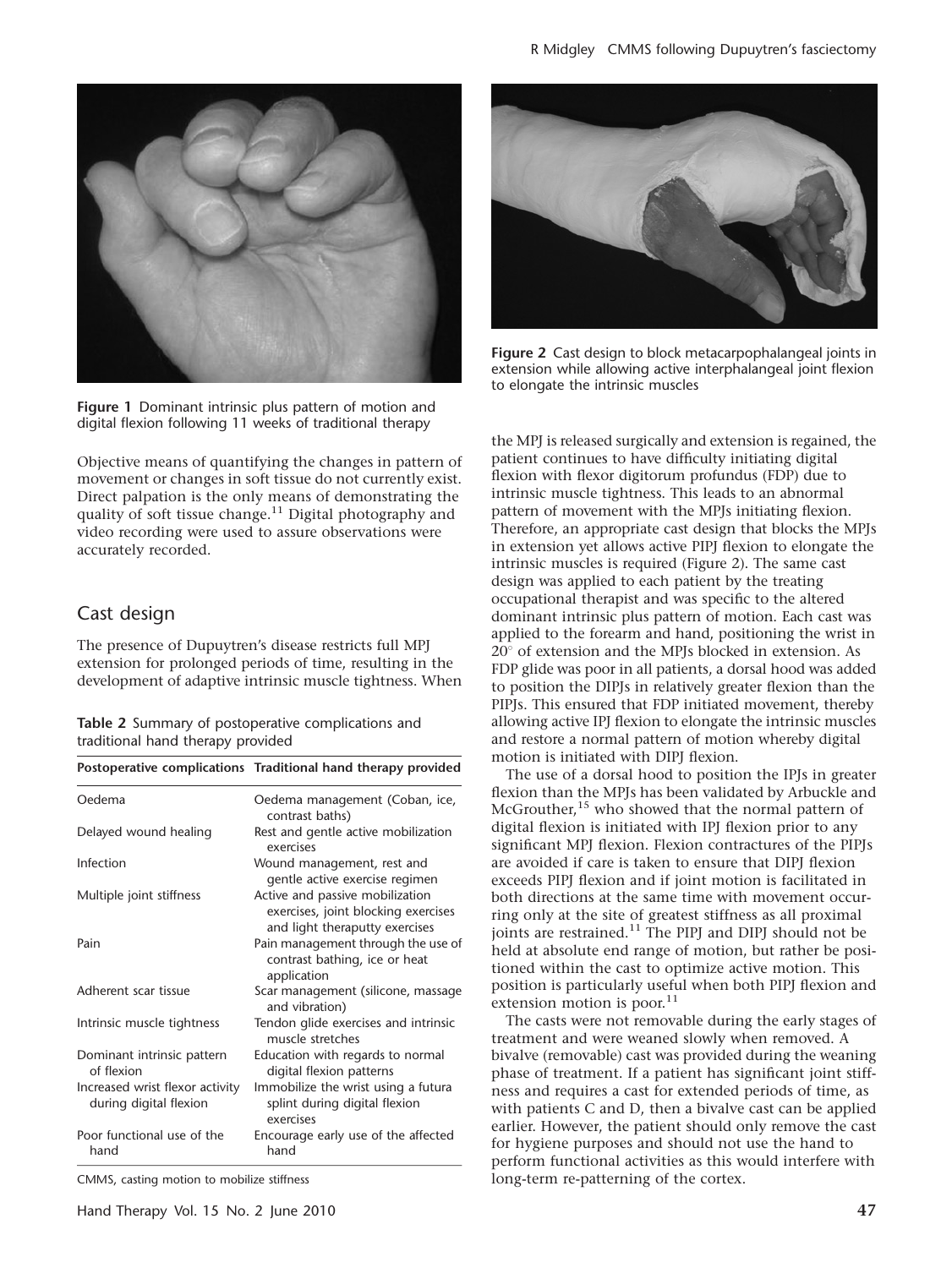Figure 1 Dominant intrinsic plus pattern of motion and digital flexion following 11 weeks of traditional therapy

Objective means of quantifying the changes in pattern of movement or changes in soft tissue do not currently exist. Direct palpation is the only means of demonstrating the quality of soft tissue change.[11] Digital photography and video recording were used to assure observations were accurately recorded.

## Cast design

The presence of Dupuytren's disease restricts full MPJ extension for prolonged periods of time, resulting in the development of adaptive intrinsic muscle tightness. When the MPJ is released surgically and extension is regained, the patient continues to have difficulty initiating digital flexion with flexor digitorum profundus (FDP) due to intrinsic muscle tightness. This leads to an abnormal pattern of movement with the MPJs initiating flexion. Therefore, an appropriate cast design that blocks the MPJs in extension yet allows active PIPJ flexion to elongate the intrinsic muscles is required (Figure 2). The same cast design was applied to each patient by the treating occupational therapist and was specific to the altered dominant intrinsic plus pattern of motion. Each cast was applied to the forearm and hand, positioning the wrist in 20° of extension and the MPJs blocked in extension. As FDP glide was poor in all patients, a dorsal hood was added to position the DIPJs in relatively greater flexion than the PIPJs. This ensured that FDP initiated movement, thereby allowing active IPJ flexion to elongate the intrinsic muscles and restore a normal pattern of motion whereby digital motion is initiated with DIPJ flexion.

Table 2 Summary of postoperative complications and traditional hand therapy provided

| Postoperative complications | Traditional hand therapy provided |
|---|---|
| Oedema | Oedema management (Coban, ice, contrast baths) |
| Delayed wound healing | Rest and gentle active mobilization exercises |
| Infection | Wound management, rest and gentle active exercise regimen |
| Multiple joint stiffness | Active and passive mobilization exercises, joint blocking exercises and light theraputty exercises |
| Pain | Pain management through the use of contrast bathing, ice or heat application |
| Adherent scar tissue | Scar management (silicone, massage and vibration) |
| Intrinsic muscle tightness | Tendon glide exercises and intrinsic muscle stretches |
| Dominant intrinsic pattern of flexion | Education with regards to normal digital flexion patterns |
| Increased wrist flexor activity during digital flexion | Immobilize the wrist using a futura splint during digital flexion exercises |
| Poor functional use of the hand | Encourage early use of the affected hand |

CMMS, casting motion to mobilize stiffness

Figure 2 Cast design to block metacarpophalangeal joints in extension while allowing active interphalangeal joint flexion to elongate the intrinsic muscles

The use of a dorsal hood to position the IPJs in greater flexion than the MPJs has been validated by Arbuckle and McGrouther,[15] who showed that the normal pattern of digital flexion is initiated with IPJ flexion prior to any significant MPJ flexion. Flexion contractures of the PIPJs are avoided if care is taken to ensure that DIPJ flexion exceeds PIPJ flexion and if joint motion is facilitated in both directions at the same time with movement occurring only at the site of greatest stiffness as all proximal joints are restrained.[11] The PIPJ and DIPJ should not be held at absolute end range of motion, but rather be positioned within the cast to optimize active motion. This position is particularly useful when both PIPJ flexion and extension motion is poor.[11]

The casts were not removable during the early stages of treatment and were weaned slowly when removed. A bivalve (removable) cast was provided during the weaning phase of treatment. If a patient has significant joint stiffness and requires a cast for extended periods of time, as with patients C and D, then a bivalve cast can be applied earlier. However, the patient should only remove the cast for hygiene purposes and should not use the hand to perform functional activities as this would interfere with long-term re-patterning of the cortex.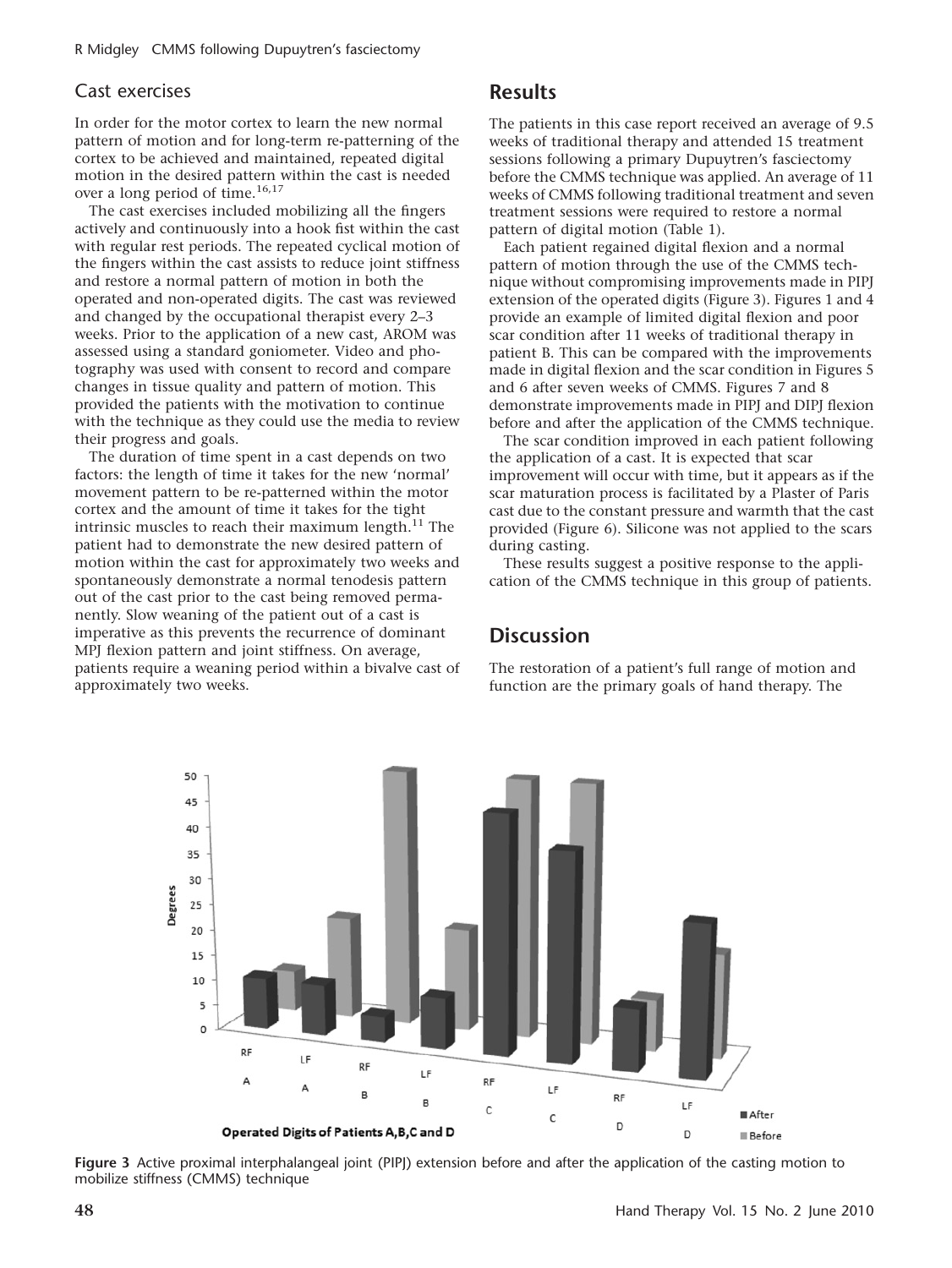### Cast exercises

In order for the motor cortex to learn the new normal pattern of motion and for long-term re-patterning of the cortex to be achieved and maintained, repeated digital motion in the desired pattern within the cast is needed over a long period of time.[16,17]

The cast exercises included mobilizing all the fingers actively and continuously into a hook fist within the cast with regular rest periods. The repeated cyclical motion of the fingers within the cast assists to reduce joint stiffness and restore a normal pattern of motion in both the operated and non-operated digits. The cast was reviewed and changed by the occupational therapist every 2–3 weeks. Prior to the application of a new cast, AROM was assessed using a standard goniometer. Video and photography was used with consent to record and compare changes in tissue quality and pattern of motion. This provided the patients with the motivation to continue with the technique as they could use the media to review their progress and goals.

The duration of time spent in a cast depends on two factors: the length of time it takes for the new 'normal' movement pattern to be re-patterned within the motor cortex and the amount of time it takes for the tight intrinsic muscles to reach their maximum length.[11] The patient had to demonstrate the new desired pattern of motion within the cast for approximately two weeks and spontaneously demonstrate a normal tenodesis pattern out of the cast prior to the cast being removed permanently. Slow weaning of the patient out of a cast is imperative as this prevents the recurrence of dominant MPJ flexion pattern and joint stiffness. On average, patients require a weaning period within a bivalve cast of approximately two weeks.

## Results

The patients in this case report received an average of 9.5 weeks of traditional therapy and attended 15 treatment sessions following a primary Dupuytren's fasciectomy before the CMMS technique was applied. An average of 11 weeks of CMMS following traditional treatment and seven treatment sessions were required to restore a normal pattern of digital motion (Table 1).

Each patient regained digital flexion and a normal pattern of motion through the use of the CMMS technique without compromising improvements made in PIPJ extension of the operated digits (Figure 3). Figures 1 and 4 provide an example of limited digital flexion and poor scar condition after 11 weeks of traditional therapy in patient B. This can be compared with the improvements made in digital flexion and the scar condition in Figures 5 and 6 after seven weeks of CMMS. Figures 7 and 8 demonstrate improvements made in PIPJ and DIPJ flexion before and after the application of the CMMS technique.

The scar condition improved in each patient following the application of a cast. It is expected that scar improvement will occur with time, but it appears as if the scar maturation process is facilitated by a Plaster of Paris cast due to the constant pressure and warmth that the cast provided (Figure 6). Silicone was not applied to the scars during casting.

These results suggest a positive response to the application of the CMMS technique in this group of patients.

## Discussion

The restoration of a patient's full range of motion and function are the primary goals of hand therapy. The

**Figure 3** Active proximal interphalangeal joint (PIPJ) extension before and after the application of the casting motion to mobilize stiffness (CMMS) technique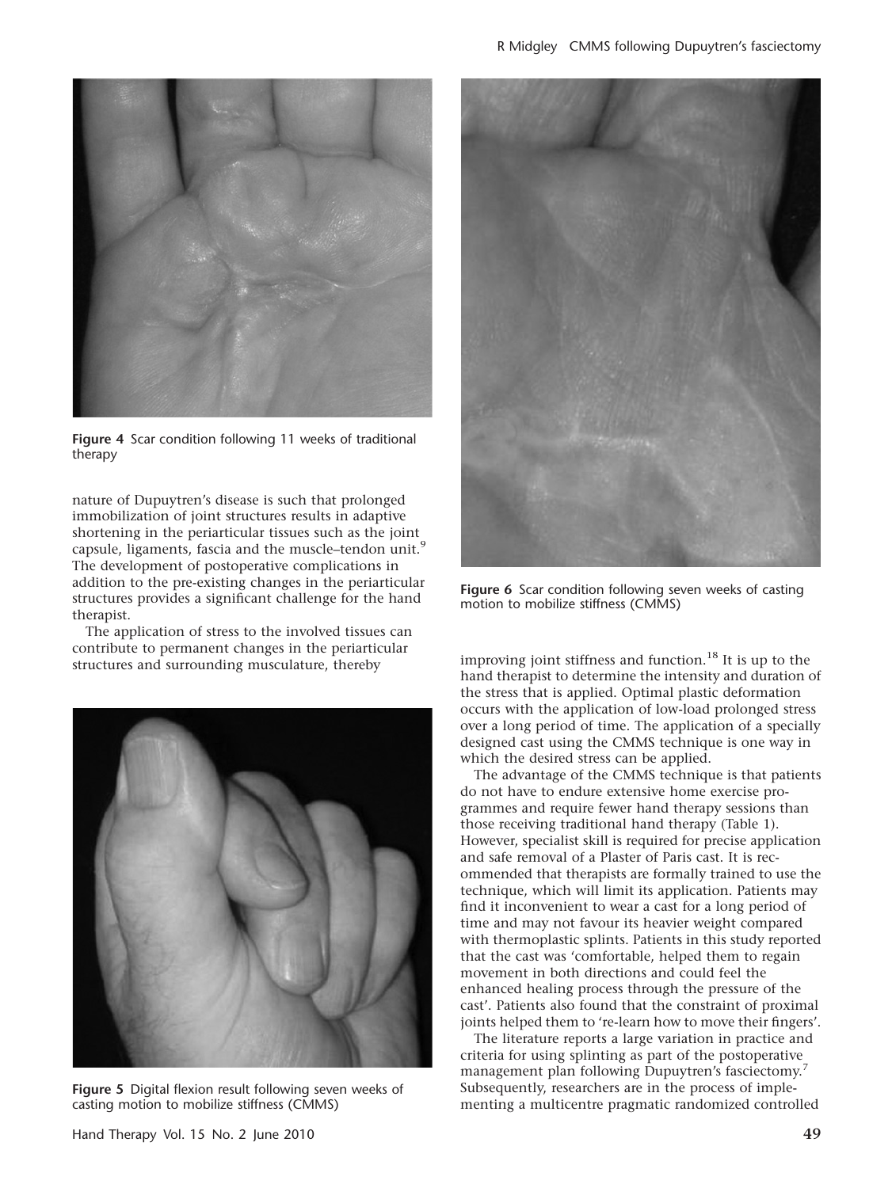Figure 4 Scar condition following 11 weeks of traditional therapy

nature of Dupuytren's disease is such that prolonged immobilization of joint structures results in adaptive shortening in the periarticular tissues such as the joint capsule, ligaments, fascia and the muscle–tendon unit.[9] The development of postoperative complications in addition to the pre-existing changes in the periarticular structures provides a significant challenge for the hand therapist.

The application of stress to the involved tissues can contribute to permanent changes in the periarticular structures and surrounding musculature, thereby improving joint stiffness and function.[18] It is up to the hand therapist to determine the intensity and duration of the stress that is applied. Optimal plastic deformation occurs with the application of low-load prolonged stress over a long period of time. The application of a specially designed cast using the CMMS technique is one way in which the desired stress can be applied.

Figure 5 Digital flexion result following seven weeks of casting motion to mobilize stiffness (CMMS)

Figure 6 Scar condition following seven weeks of casting motion to mobilize stiffness (CMMS)

The advantage of the CMMS technique is that patients do not have to endure extensive home exercise programmes and require fewer hand therapy sessions than those receiving traditional hand therapy (Table 1). However, specialist skill is required for precise application and safe removal of a Plaster of Paris cast. It is recommended that therapists are formally trained to use the technique, which will limit its application. Patients may find it inconvenient to wear a cast for a long period of time and may not favour its heavier weight compared with thermoplastic splints. Patients in this study reported that the cast was 'comfortable, helped them to regain movement in both directions and could feel the enhanced healing process through the pressure of the cast'. Patients also found that the constraint of proximal joints helped them to 're-learn how to move their fingers'.

The literature reports a large variation in practice and criteria for using splinting as part of the postoperative management plan following Dupuytren's fasciectomy.[7] Subsequently, researchers are in the process of implementing a multicentre pragmatic randomized controlled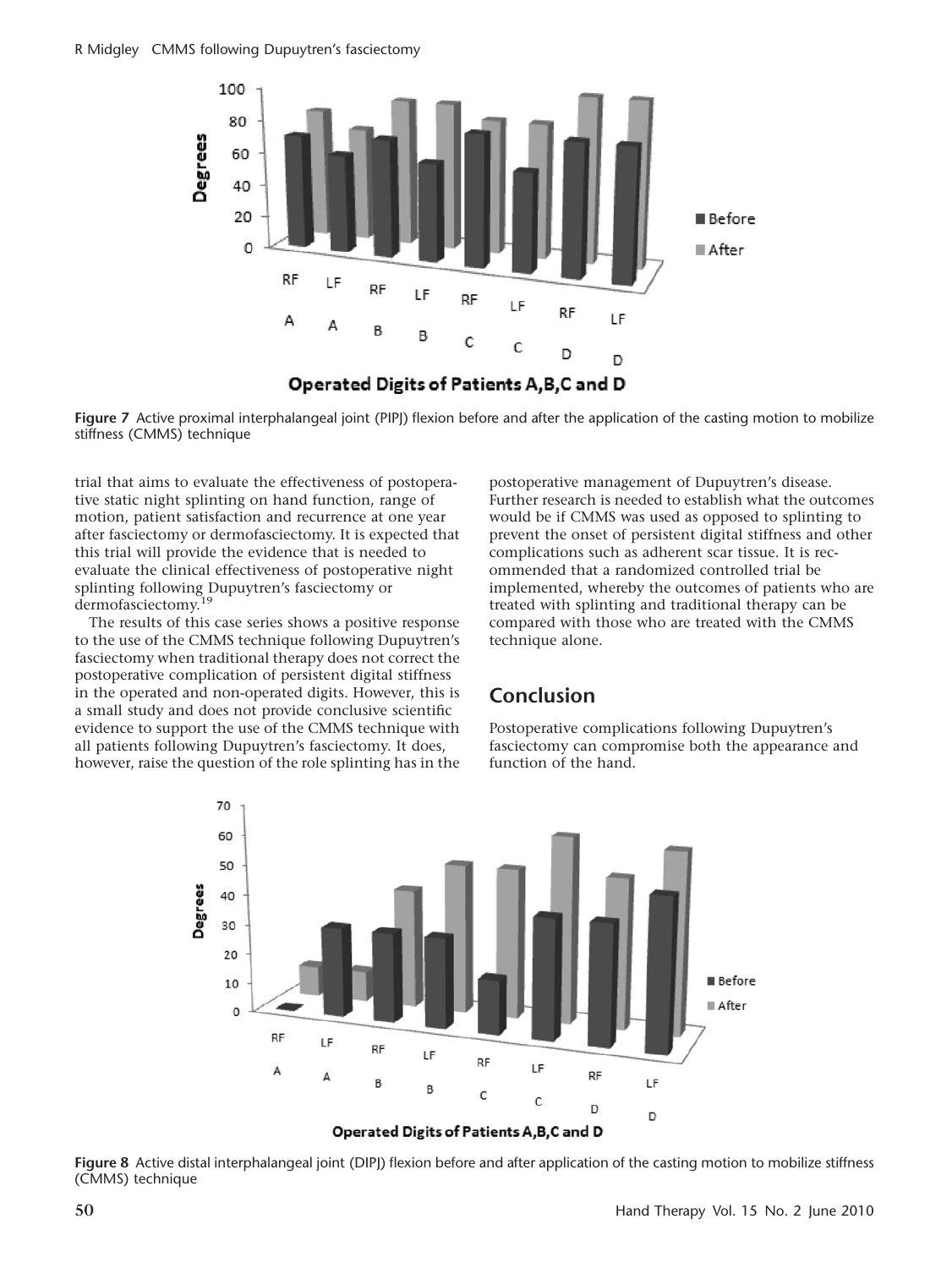**Figure 7** Active proximal interphalangeal joint (PIPJ) flexion before and after the application of the casting motion to mobilize stiffness (CMMS) technique

trial that aims to evaluate the effectiveness of postoperative static night splinting on hand function, range of motion, patient satisfaction and recurrence at one year after fasciectomy or dermofasciectomy. It is expected that this trial will provide the evidence that is needed to evaluate the clinical effectiveness of postoperative night splinting following Dupuytren's fasciectomy or dermofasciectomy.[19]

The results of this case series shows a positive response to the use of the CMMS technique following Dupuytren's fasciectomy when traditional therapy does not correct the postoperative complication of persistent digital stiffness in the operated and non-operated digits. However, this is a small study and does not provide conclusive scientific evidence to support the use of the CMMS technique with all patients following Dupuytren's fasciectomy. It does, however, raise the question of the role splinting has in the postoperative management of Dupuytren's disease. Further research is needed to establish what the outcomes would be if CMMS was used as opposed to splinting to prevent the onset of persistent digital stiffness and other complications such as adherent scar tissue. It is recommended that a randomized controlled trial be implemented, whereby the outcomes of patients who are treated with splinting and traditional therapy can be compared with those who are treated with the CMMS technique alone.

## Conclusion

Postoperative complications following Dupuytren's fasciectomy can compromise both the appearance and function of the hand.

**Figure 8** Active distal interphalangeal joint (DIPJ) flexion before and after application of the casting motion to mobilize stiffness (CMMS) technique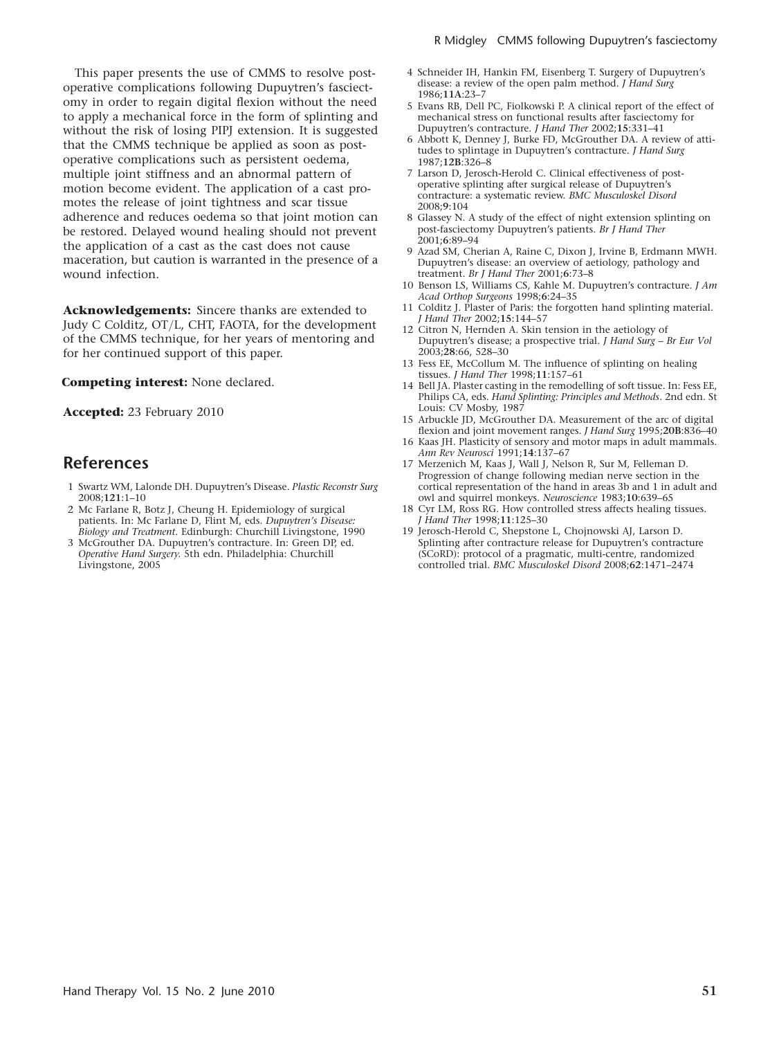This paper presents the use of CMMS to resolve post-operative complications following Dupuytren's fasciectomy in order to regain digital flexion without the need to apply a mechanical force in the form of splinting and without the risk of losing PIPJ extension. It is suggested that the CMMS technique be applied as soon as post-operative complications such as persistent oedema, multiple joint stiffness and an abnormal pattern of motion become evident. The application of a cast promotes the release of joint tightness and scar tissue adherence and reduces oedema so that joint motion can be restored. Delayed wound healing should not prevent the application of a cast as the cast does not cause maceration, but caution is warranted in the presence of a wound infection.

**Acknowledgements:** Sincere thanks are extended to Judy C Colditz, OT/L, CHT, FAOTA, for the development of the CMMS technique, for her years of mentoring and for her continued support of this paper.

**Competing interest:** None declared.

**Accepted:** 23 February 2010

## References

1. Swartz WM, Lalonde DH. Dupuytren's Disease. *Plastic Reconstr Surg* 2008;**121**:1–10
2. Mc Farlane R, Botz J, Cheung H. Epidemiology of surgical patients. In: Mc Farlane D, Flint M, eds. *Dupuytren's Disease: Biology and Treatment*. Edinburgh: Churchill Livingstone, 1990
3. McGrouther DA. Dupuytren's contracture. In: Green DP, ed. *Operative Hand Surgery*. 5th edn. Philadelphia: Churchill Livingstone, 2005
4. Schneider IH, Hankin FM, Eisenberg T. Surgery of Dupuytren's disease: a review of the open palm method. *J Hand Surg* 1986;**11A**:23–7
5. Evans RB, Dell PC, Fiolkowski P. A clinical report of the effect of mechanical stress on functional results after fasciectomy for Dupuytren's contracture. *J Hand Ther* 2002;**15**:331–41
6. Abbott K, Denney J, Burke FD, McGrouther DA. A review of attitudes to splintage in Dupuytren's contracture. *J Hand Surg* 1987;**12B**:326–8
7. Larson D, Jerosch-Herold C. Clinical effectiveness of post-operative splinting after surgical release of Dupuytren's contracture: a systematic review. *BMC Musculoskel Disord* 2008;**9**:104
8. Glassey N. A study of the effect of night extension splinting on post-fasciectomy Dupuytren's patients. *Br J Hand Ther* 2001;**6**:89–94
9. Azad SM, Cherian A, Raine C, Dixon J, Irvine B, Erdmann MWH. Dupuytren's disease: an overview of aetiology, pathology and treatment. *Br J Hand Ther* 2001;**6**:73–8
10. Benson LS, Williams CS, Kahle M. Dupuytren's contracture. *J Am Acad Orthop Surgeons* 1998;**6**:24–35
11. Colditz J. Plaster of Paris: the forgotten hand splinting material. *J Hand Ther* 2002;**15**:144–57
12. Citron N, Hernden A. Skin tension in the aetiology of Dupuytren's disease; a prospective trial. *J Hand Surg – Br Eur Vol* 2003;**28**:66, 528–30
13. Fess EE, McCollum M. The influence of splinting on healing tissues. *J Hand Ther* 1998;**11**:157–61
14. Bell JA. Plaster casting in the remodelling of soft tissue. In: Fess EE, Philips CA, eds. *Hand Splinting: Principles and Methods*. 2nd edn. St Louis: CV Mosby, 1987
15. Arbuckle JD, McGrouther DA. Measurement of the arc of digital flexion and joint movement ranges. *J Hand Surg* 1995;**20B**:836–40
16. Kaas JH. Plasticity of sensory and motor maps in adult mammals. *Ann Rev Neurosci* 1991;**14**:137–67
17. Merzenich M, Kaas J, Wall J, Nelson R, Sur M, Felleman D. Progression of change following median nerve section in the cortical representation of the hand in areas 3b and 1 in adult and owl and squirrel monkeys. *Neuroscience* 1983;**10**:639–65
18. Cyr LM, Ross RG. How controlled stress affects healing tissues. *J Hand Ther* 1998;**11**:125–30
19. Jerosch-Herold C, Shepstone L, Chojnowski AJ, Larson D. Splinting after contracture release for Dupuytren's contracture (SCoRD): protocol of a pragmatic, multi-centre, randomized controlled trial. *BMC Musculoskel Disord* 2008;**62**:1471–2474